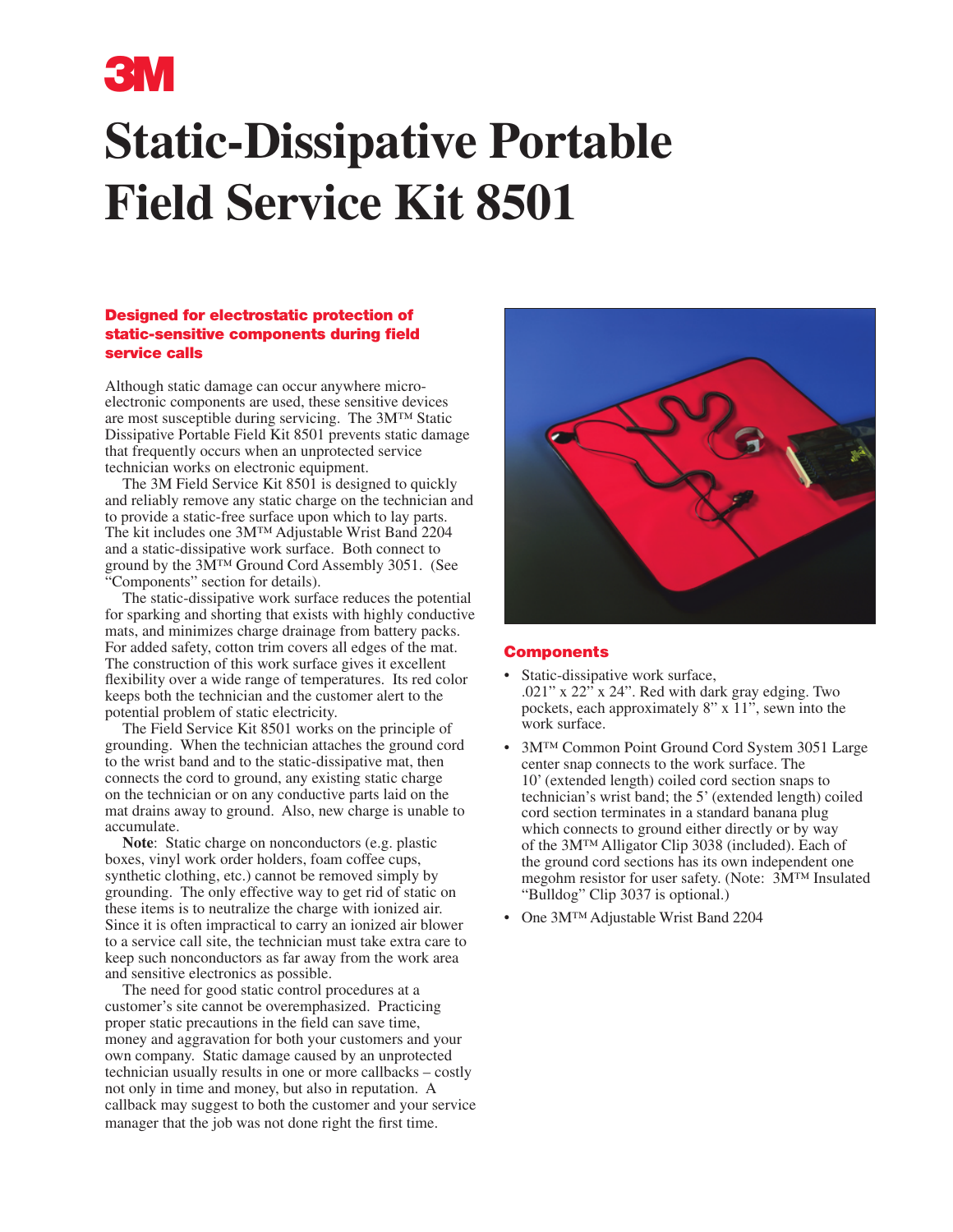3M

# Static-Dissipative Portable Field Service Kit 8501

## Designed for electrostatic protection of static-sensitive components during field service calls

Although static damage can occur anywhere micro-electronic components are used, these sensitive devices are most susceptible during servicing. The 3M™ Static Dissipative Portable Field Kit 8501 prevents static damage that frequently occurs when an unprotected service technician works on electronic equipment.

The 3M Field Service Kit 8501 is designed to quickly and reliably remove any static charge on the technician and to provide a static-free surface upon which to lay parts. The kit includes one 3M™ Adjustable Wrist Band 2204 and a static-dissipative work surface. Both connect to ground by the 3M™ Ground Cord Assembly 3051. (See "Components" section for details).

The static-dissipative work surface reduces the potential for sparking and shorting that exists with highly conductive mats, and minimizes charge drainage from battery packs. For added safety, cotton trim covers all edges of the mat. The construction of this work surface gives it excellent flexibility over a wide range of temperatures. Its red color keeps both the technician and the customer alert to the potential problem of static electricity.

The Field Service Kit 8501 works on the principle of grounding. When the technician attaches the ground cord to the wrist band and to the static-dissipative mat, then connects the cord to ground, any existing static charge on the technician or on any conductive parts laid on the mat drains away to ground. Also, new charge is unable to accumulate.

**Note**: Static charge on nonconductors (e.g. plastic boxes, vinyl work order holders, foam coffee cups, synthetic clothing, etc.) cannot be removed simply by grounding. The only effective way to get rid of static on these items is to neutralize the charge with ionized air. Since it is often impractical to carry an ionized air blower to a service call site, the technician must take extra care to keep such nonconductors as far away from the work area and sensitive electronics as possible.

The need for good static control procedures at a customer's site cannot be overemphasized. Practicing proper static precautions in the field can save time, money and aggravation for both your customers and your own company. Static damage caused by an unprotected technician usually results in one or more callbacks – costly not only in time and money, but also in reputation. A callback may suggest to both the customer and your service manager that the job was not done right the first time.

## Components

- Static-dissipative work surface, .021" x 22" x 24". Red with dark gray edging. Two pockets, each approximately 8" x 11", sewn into the work surface.
- 3M™ Common Point Ground Cord System 3051 Large center snap connects to the work surface. The 10' (extended length) coiled cord section snaps to technician's wrist band; the 5' (extended length) coiled cord section terminates in a standard banana plug which connects to ground either directly or by way of the 3M™ Alligator Clip 3038 (included). Each of the ground cord sections has its own independent one megohm resistor for user safety. (Note: 3M™ Insulated "Bulldog" Clip 3037 is optional.)
- One 3M™ Adjustable Wrist Band 2204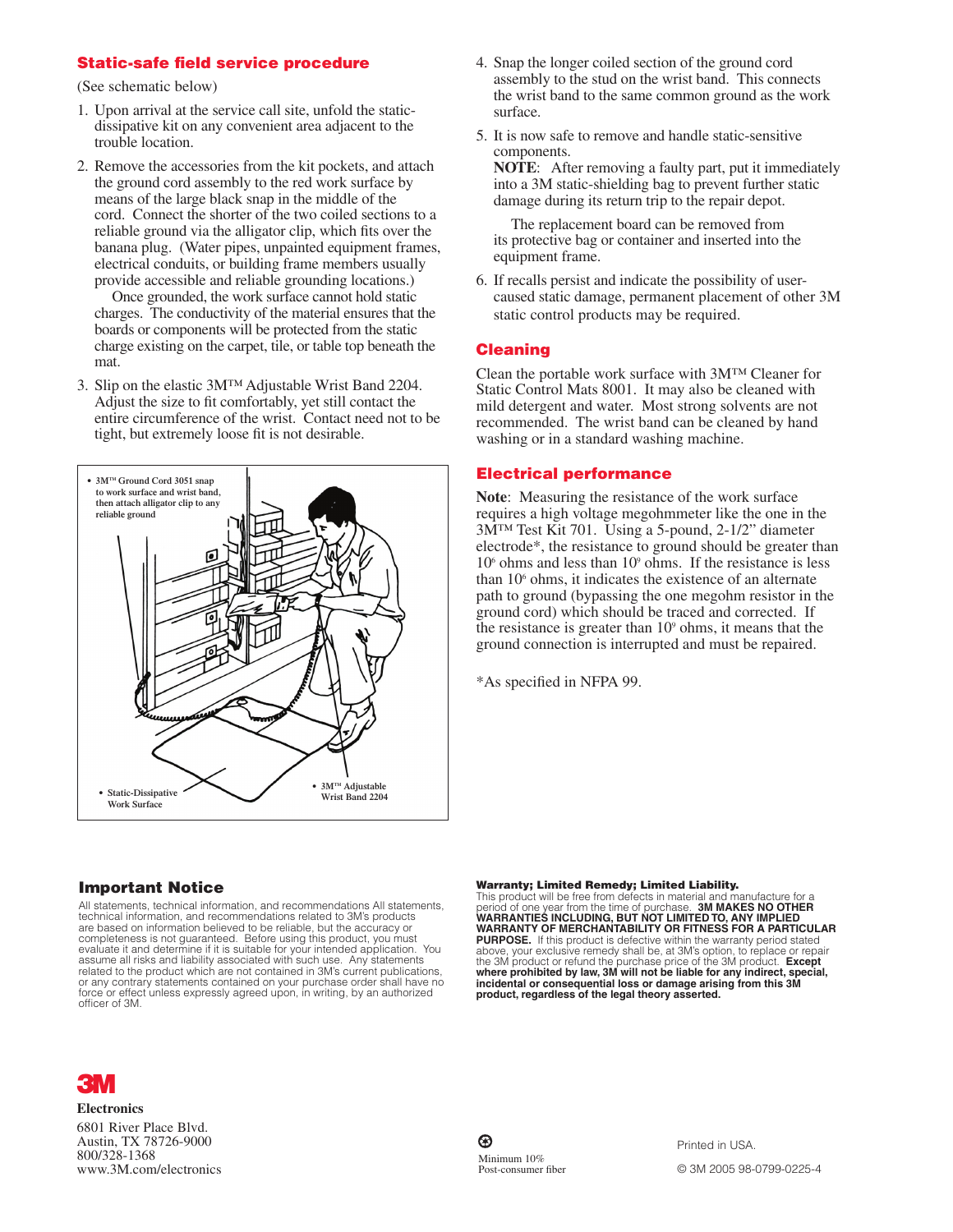## Static-safe field service procedure

(See schematic below)

1. Upon arrival at the service call site, unfold the static-dissipative kit on any convenient area adjacent to the trouble location.
2. Remove the accessories from the kit pockets, and attach the ground cord assembly to the red work surface by means of the large black snap in the middle of the cord. Connect the shorter of the two coiled sections to a reliable ground via the alligator clip, which fits over the banana plug. (Water pipes, unpainted equipment frames, electrical conduits, or building frame members usually provide accessible and reliable grounding locations.)

   Once grounded, the work surface cannot hold static charges. The conductivity of the material ensures that the boards or components will be protected from the static charge existing on the carpet, tile, or table top beneath the mat.
3. Slip on the elastic 3M™ Adjustable Wrist Band 2204. Adjust the size to fit comfortably, yet still contact the entire circumference of the wrist. Contact need not to be tight, but extremely loose fit is not desirable.

- 3M™ Ground Cord 3051 snap to work surface and wrist band, then attach alligator clip to any reliable ground
- Static-Dissipative Work Surface
- 3M™ Adjustable Wrist Band 2204

4. Snap the longer coiled section of the ground cord assembly to the stud on the wrist band. This connects the wrist band to the same common ground as the work surface.
5. It is now safe to remove and handle static-sensitive components.

   **NOTE**: After removing a faulty part, put it immediately into a 3M static-shielding bag to prevent further static damage during its return trip to the repair depot.

   The replacement board can be removed from its protective bag or container and inserted into the equipment frame.
6. If recalls persist and indicate the possibility of user-caused static damage, permanent placement of other 3M static control products may be required.

## Cleaning

Clean the portable work surface with 3M™ Cleaner for Static Control Mats 8001. It may also be cleaned with mild detergent and water. Most strong solvents are not recommended. The wrist band can be cleaned by hand washing or in a standard washing machine.

## Electrical performance

**Note**: Measuring the resistance of the work surface requires a high voltage megohmmeter like the one in the 3M™ Test Kit 701. Using a 5-pound, 2-1/2" diameter electrode*, the resistance to ground should be greater than $10^6$ ohms and less than $10^9$ ohms. If the resistance is less than $10^6$ ohms, it indicates the existence of an alternate path to ground (bypassing the one megohm resistor in the ground cord) which should be traced and corrected. If the resistance is greater than $10^9$ ohms, it means that the ground connection is interrupted and must be repaired.

*As specified in NFPA 99.

### Important Notice

All statements, technical information, and recommendations All statements, technical information, and recommendations related to 3M's products are based on information believed to be reliable, but the accuracy or completeness is not guaranteed. Before using this product, you must evaluate it and determine if it is suitable for your intended application. You assume all risks and liability associated with such use. Any statements related to the product which are not contained in 3M's current publications, or any contrary statements contained on your purchase order shall have no force or effect unless expressly agreed upon, in writing, by an authorized officer of 3M.

**Warranty; Limited Remedy; Limited Liability.**

This product will be free from defects in material and manufacture for a period of one year from the time of purchase. **3M MAKES NO OTHER WARRANTIES INCLUDING, BUT NOT LIMITED TO, ANY IMPLIED WARRANTY OF MERCHANTABILITY OR FITNESS FOR A PARTICULAR PURPOSE.** If this product is defective within the warranty period stated above, your exclusive remedy shall be, at 3M's option, to replace or repair the 3M product or refund the purchase price of the 3M product. **Except where prohibited by law, 3M will not be liable for any indirect, special, incidental or consequential loss or damage arising from this 3M product, regardless of the legal theory asserted.**

3M

**Electronics**

6801 River Place Blvd.
Austin, TX 78726-9000
800/328-1368
www.3M.com/electronics

Minimum 10%
Post-consumer fiber

Printed in USA.

© 3M 2005 98-0799-0225-4